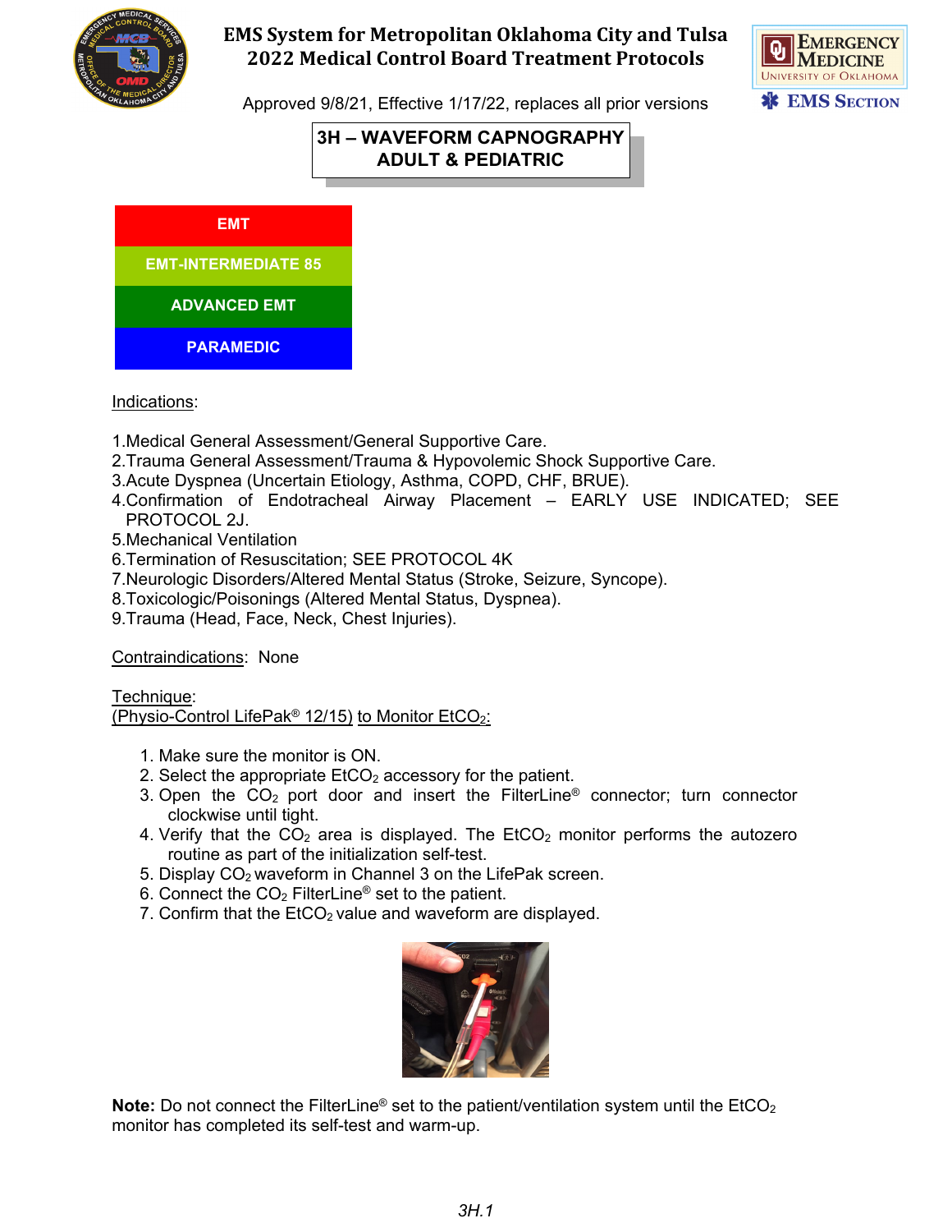# EMS System for Metropolitan Oklahoma City and Tulsa
## 2022 Medical Control Board Treatment Protocols

Approved 9/8/21, Effective 1/17/22, replaces all prior versions

## 3H – WAVEFORM CAPNOGRAPHY ADULT & PEDIATRIC

| EMT |
| --- |
| EMT-INTERMEDIATE 85 |
| ADVANCED EMT |
| PARAMEDIC |

Indications:

1. Medical General Assessment/General Supportive Care.
2. Trauma General Assessment/Trauma & Hypovolemic Shock Supportive Care.
3. Acute Dyspnea (Uncertain Etiology, Asthma, COPD, CHF, BRUE).
4. Confirmation of Endotracheal Airway Placement – EARLY USE INDICATED; SEE PROTOCOL 2J.
5. Mechanical Ventilation
6. Termination of Resuscitation; SEE PROTOCOL 4K
7. Neurologic Disorders/Altered Mental Status (Stroke, Seizure, Syncope).
8. Toxicologic/Poisonings (Altered Mental Status, Dyspnea).
9. Trauma (Head, Face, Neck, Chest Injuries).

Contraindications: None

Technique:
(Physio-Control LifePak® 12/15) to Monitor $EtCO_2$:

1. Make sure the monitor is ON.
2. Select the appropriate $EtCO_2$ accessory for the patient.
3. Open the $CO_2$ port door and insert the FilterLine® connector; turn connector clockwise until tight.
4. Verify that the $CO_2$ area is displayed. The $EtCO_2$ monitor performs the autozero routine as part of the initialization self-test.
5. Display $CO_2$ waveform in Channel 3 on the LifePak screen.
6. Connect the $CO_2$ FilterLine® set to the patient.
7. Confirm that the $EtCO_2$ value and waveform are displayed.

**Note:** Do not connect the FilterLine® set to the patient/ventilation system until the $EtCO_2$ monitor has completed its self-test and warm-up.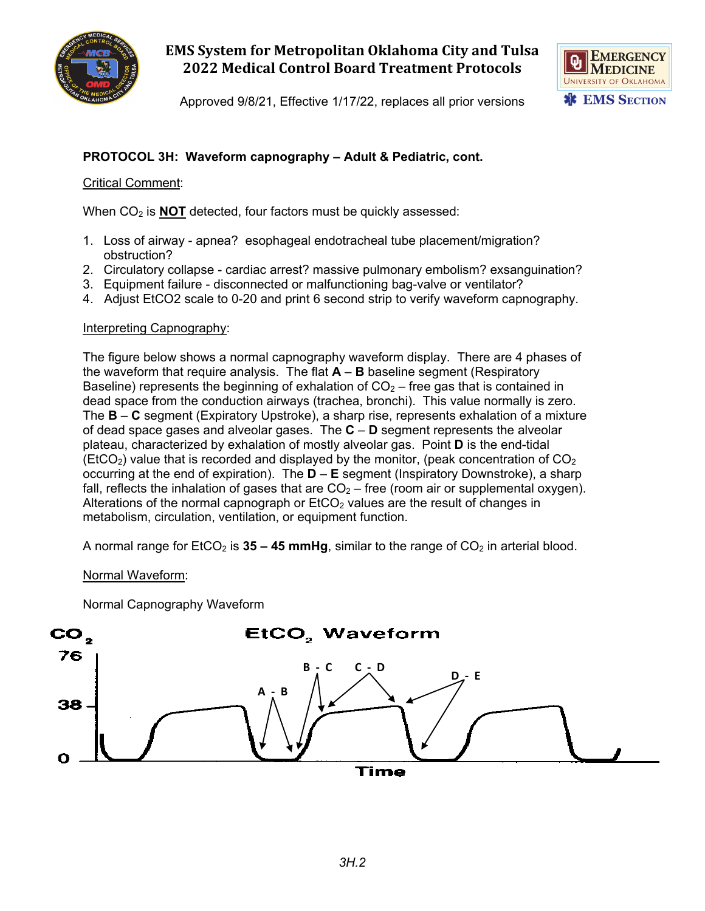## PROTOCOL 3H: Waveform capnography – Adult & Pediatric, cont.

Critical Comment:

When $CO_2$ is **NOT** detected, four factors must be quickly assessed:

1. Loss of airway - apnea? esophageal endotracheal tube placement/migration? obstruction?
2. Circulatory collapse - cardiac arrest? massive pulmonary embolism? exsanguination?
3. Equipment failure - disconnected or malfunctioning bag-valve or ventilator?
4. Adjust EtCO2 scale to 0-20 and print 6 second strip to verify waveform capnography.

Interpreting Capnography:

The figure below shows a normal capnography waveform display. There are 4 phases of the waveform that require analysis. The flat **A** – **B** baseline segment (Respiratory Baseline) represents the beginning of exhalation of $CO_2$ – free gas that is contained in dead space from the conduction airways (trachea, bronchi). This value normally is zero. The **B** – **C** segment (Expiratory Upstroke), a sharp rise, represents exhalation of a mixture of dead space gases and alveolar gases. The **C** – **D** segment represents the alveolar plateau, characterized by exhalation of mostly alveolar gas. Point **D** is the end-tidal ($EtCO_2$) value that is recorded and displayed by the monitor, (peak concentration of $CO_2$ occurring at the end of expiration). The **D** – **E** segment (Inspiratory Downstroke), a sharp fall, reflects the inhalation of gases that are $CO_2$ – free (room air or supplemental oxygen). Alterations of the normal capnograph or $EtCO_2$ values are the result of changes in metabolism, circulation, ventilation, or equipment function.

A normal range for $EtCO_2$ is **35 – 45 mmHg**, similar to the range of $CO_2$ in arterial blood.

Normal Waveform:

Normal Capnography Waveform

$EtCO_2$ Waveform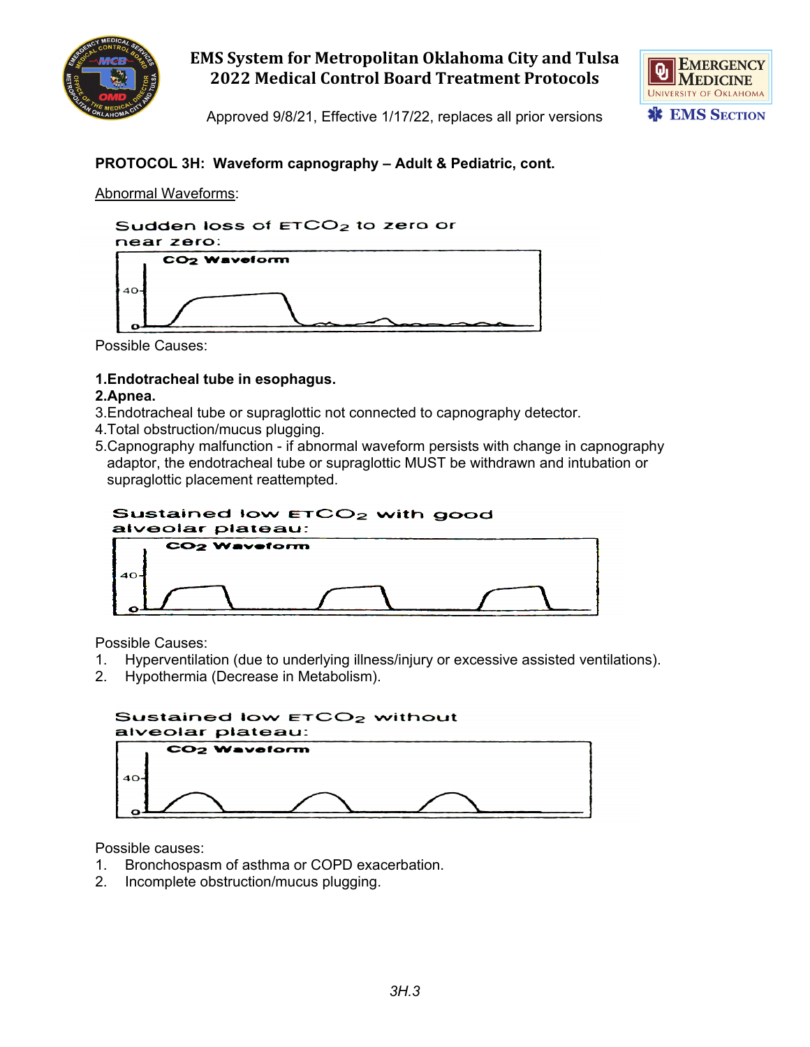## PROTOCOL 3H: Waveform capnography – Adult & Pediatric, cont.

Abnormal Waveforms:

Sudden loss of $ETCO_2$ to zero or near zero:

$CO_2$ Waveform

Possible Causes:

**1. Endotracheal tube in esophagus.**
**2. Apnea.**
3. Endotracheal tube or supraglottic not connected to capnography detector.
4. Total obstruction/mucus plugging.
5. Capnography malfunction - if abnormal waveform persists with change in capnography adaptor, the endotracheal tube or supraglottic MUST be withdrawn and intubation or supraglottic placement reattempted.

Sustained low $ETCO_2$ with good alveolar plateau:

$CO_2$ Waveform

Possible Causes:

1. Hyperventilation (due to underlying illness/injury or excessive assisted ventilations).
2. Hypothermia (Decrease in Metabolism).

Sustained low $ETCO_2$ without alveolar plateau:

$CO_2$ Waveform

Possible causes:

1. Bronchospasm of asthma or COPD exacerbation.
2. Incomplete obstruction/mucus plugging.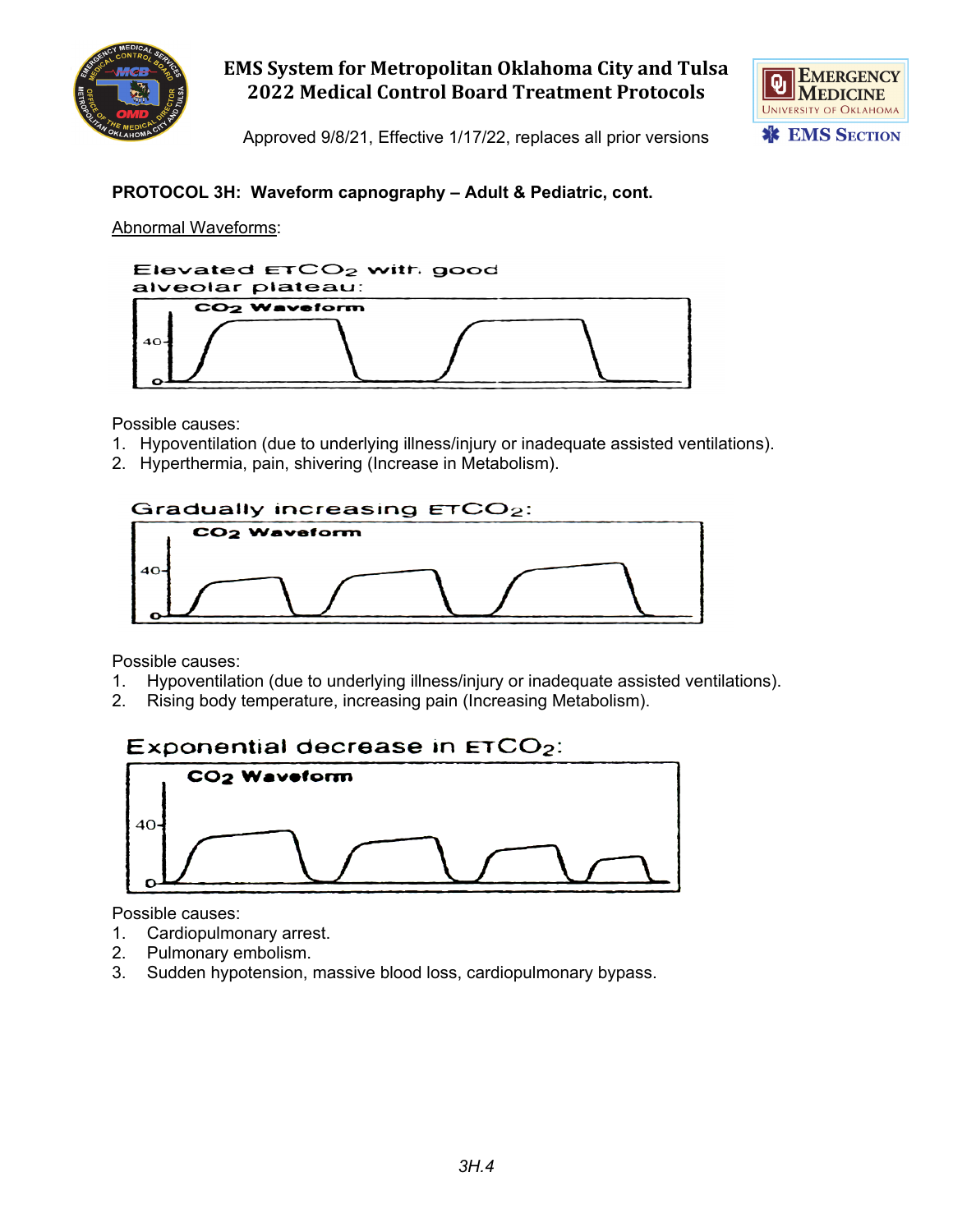## PROTOCOL 3H: Waveform capnography – Adult & Pediatric, cont.

Abnormal Waveforms:

Elevated $ETCO_2$ with good alveolar plateau:

CO2 Waveform

Possible causes:
1. Hypoventilation (due to underlying illness/injury or inadequate assisted ventilations).
2. Hyperthermia, pain, shivering (Increase in Metabolism).

Gradually increasing $ETCO_2$:

CO2 Waveform

Possible causes:
1. Hypoventilation (due to underlying illness/injury or inadequate assisted ventilations).
2. Rising body temperature, increasing pain (Increasing Metabolism).

Exponential decrease in $ETCO_2$:

CO2 Waveform

Possible causes:
1. Cardiopulmonary arrest.
2. Pulmonary embolism.
3. Sudden hypotension, massive blood loss, cardiopulmonary bypass.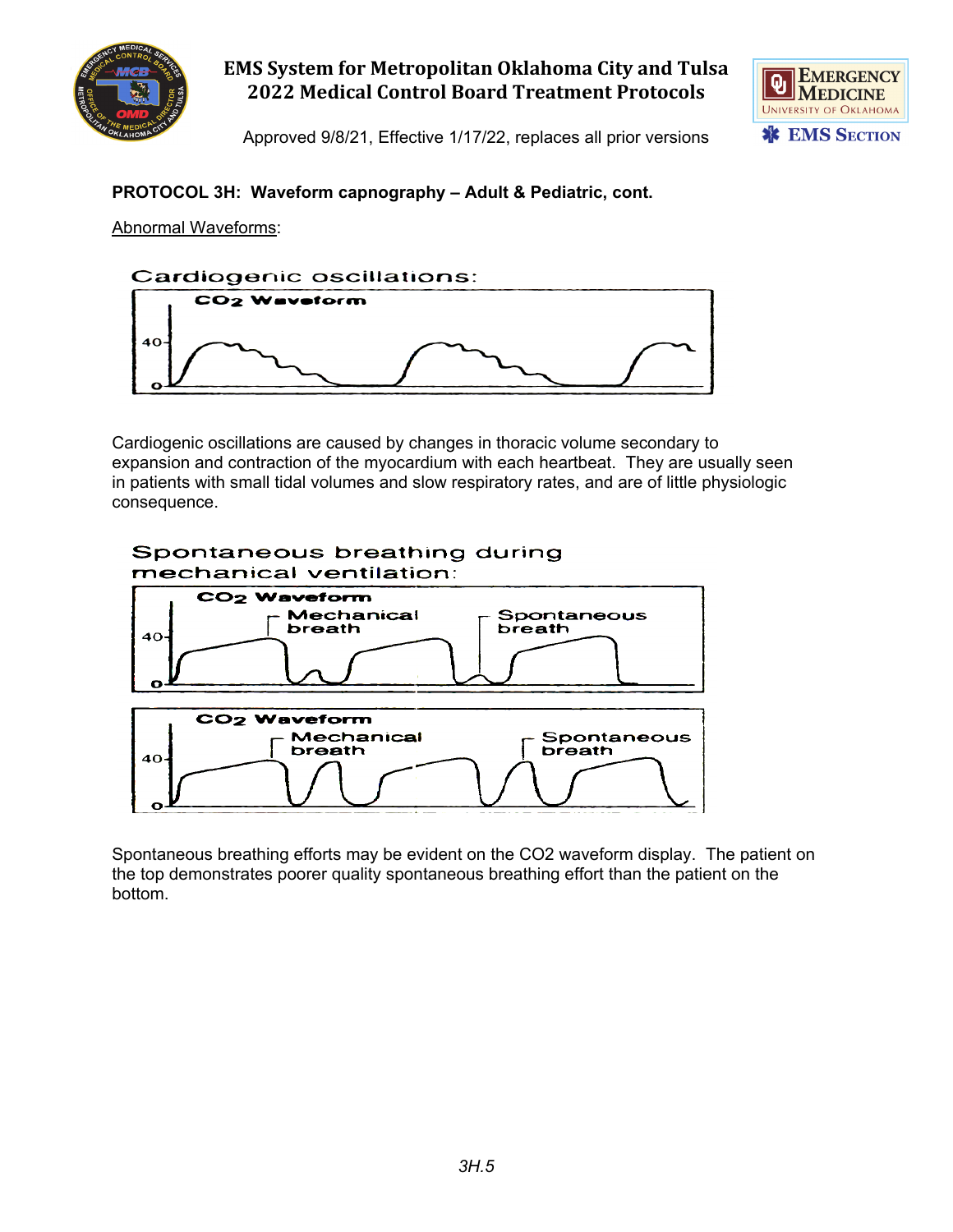**PROTOCOL 3H: Waveform capnography – Adult & Pediatric, cont.**

Abnormal Waveforms:

Cardiogenic oscillations:

Cardiogenic oscillations are caused by changes in thoracic volume secondary to expansion and contraction of the myocardium with each heartbeat. They are usually seen in patients with small tidal volumes and slow respiratory rates, and are of little physiologic consequence.

Spontaneous breathing during mechanical ventilation:

Spontaneous breathing efforts may be evident on the CO2 waveform display. The patient on the top demonstrates poorer quality spontaneous breathing effort than the patient on the bottom.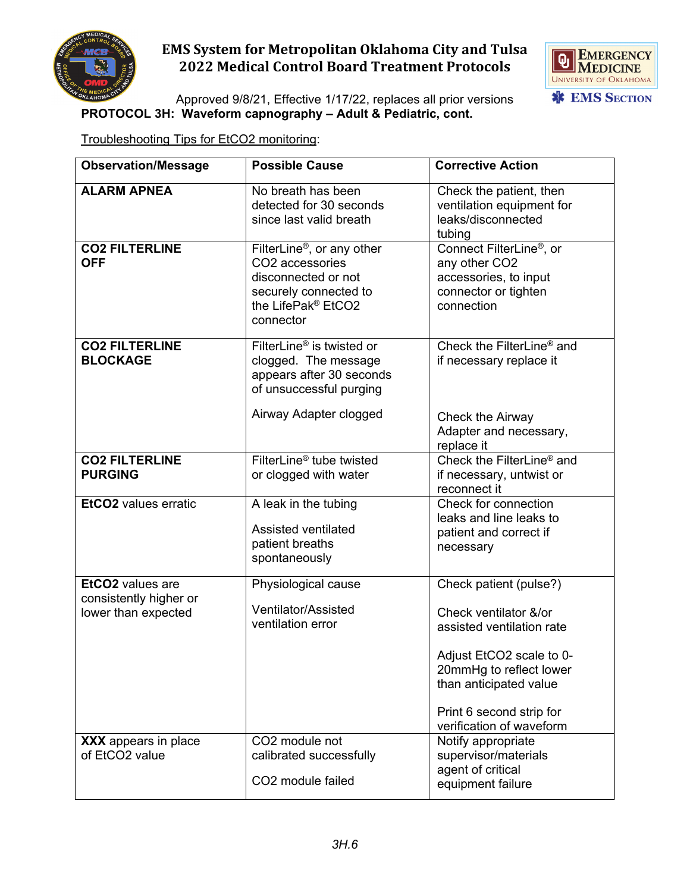**PROTOCOL 3H: Waveform capnography – Adult & Pediatric, cont.**

Troubleshooting Tips for EtCO2 monitoring:

| Observation/Message | Possible Cause | Corrective Action |
|---|---|---|
| **ALARM APNEA** | No breath has been detected for 30 seconds since last valid breath | Check the patient, then ventilation equipment for leaks/disconnected tubing |
| **CO2 FILTERLINE OFF** | FilterLine®, or any other CO2 accessories disconnected or not securely connected to the LifePak® EtCO2 connector | Connect FilterLine®, or any other CO2 accessories, to input connector or tighten connection |
| **CO2 FILTERLINE BLOCKAGE** | FilterLine® is twisted or clogged. The message appears after 30 seconds of unsuccessful purging<br><br>Airway Adapter clogged | Check the FilterLine® and if necessary replace it<br><br>Check the Airway Adapter and necessary, replace it |
| **CO2 FILTERLINE PURGING** | FilterLine® tube twisted or clogged with water | Check the FilterLine® and if necessary, untwist or reconnect it |
| **EtCO2** values erratic | A leak in the tubing<br><br>Assisted ventilated patient breaths spontaneously | Check for connection leaks and line leaks to patient and correct if necessary |
| **EtCO2** values are consistently higher or lower than expected | Physiological cause<br><br>Ventilator/Assisted ventilation error | Check patient (pulse?)<br><br>Check ventilator &/or assisted ventilation rate<br><br>Adjust EtCO2 scale to 0-20mmHg to reflect lower than anticipated value<br><br>Print 6 second strip for verification of waveform |
| **XXX** appears in place of EtCO2 value | CO2 module not calibrated successfully<br><br>CO2 module failed | Notify appropriate supervisor/materials agent of critical equipment failure |